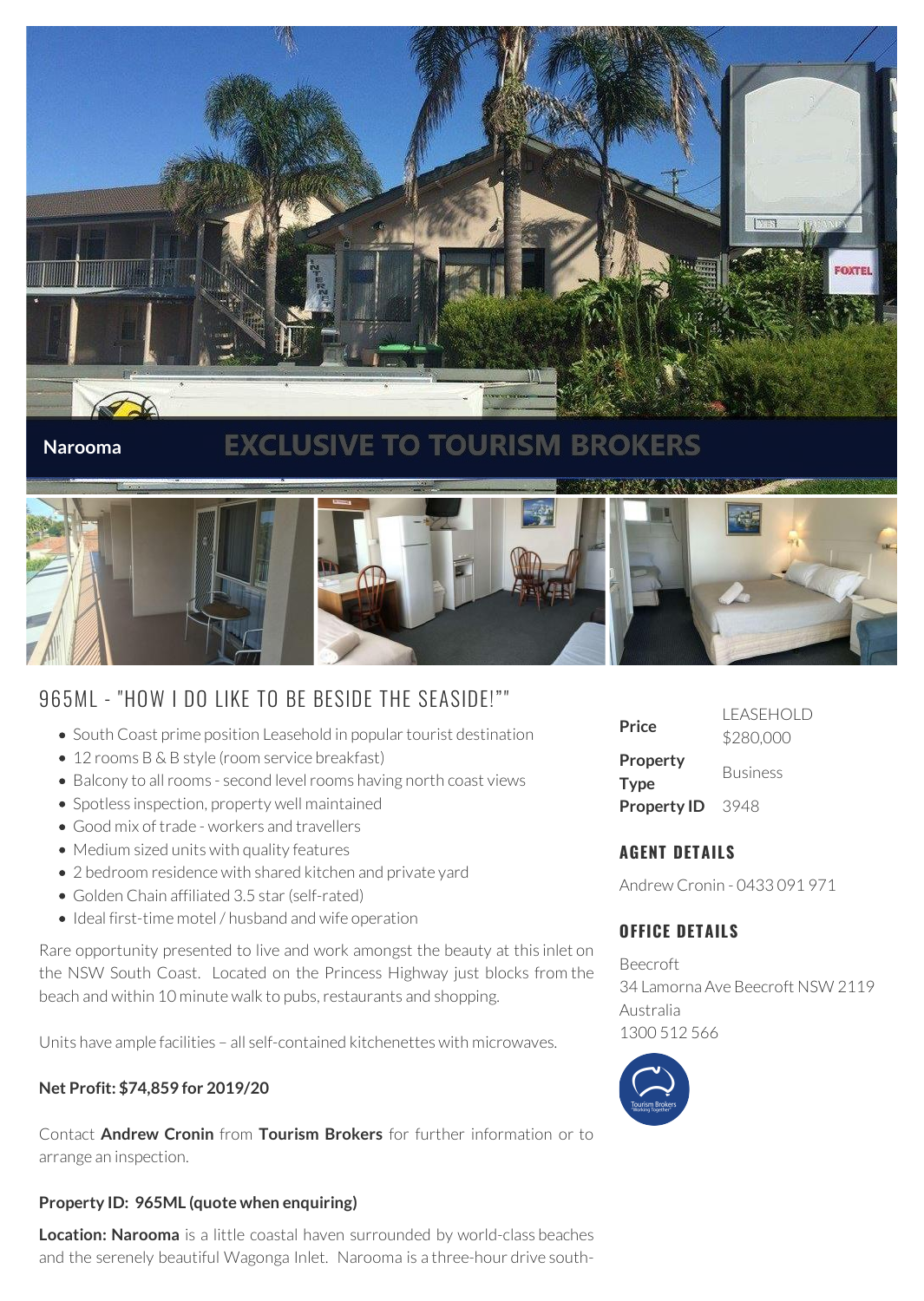Narooma

EXCLUSIVE TO TOURISM BROKERS

## 965ML - "HOW I DO LIKE TO BE BESIDE THE SEASIDE!""

- South Coast prime position Leasehold in popular tourist destination
- 12 rooms B & B style (room service breakfast)
- Balcony to all rooms - second level rooms having north coast views
- Spotless inspection, property well maintained
- Good mix of trade - workers and travellers
- Medium sized units with quality features
- 2 bedroom residence with shared kitchen and private yard
- Golden Chain affiliated 3.5 star (self-rated)
- Ideal first-time motel / husband and wife operation

Rare opportunity presented to live and work amongst the beauty at this inlet on the NSW South Coast. Located on the Princess Highway just blocks from the beach and within 10 minute walk to pubs, restaurants and shopping.

Units have ample facilities – all self-contained kitchenettes with microwaves.

**Net Profit: $74,859 for 2019/20**

Contact **Andrew Cronin** from **Tourism Brokers** for further information or to arrange an inspection.

**Property ID: 965ML (quote when enquiring)**

**Location: Narooma** is a little coastal haven surrounded by world-class beaches and the serenely beautiful Wagonga Inlet. Narooma is a three-hour drive south-

| | |
|---|---|
| **Price** | LEASEHOLD $280,000 |
| **Property Type** | Business |
| **Property ID** | 3948 |

### AGENT DETAILS

Andrew Cronin - 0433 091 971

### OFFICE DETAILS

Beecroft
34 Lamorna Ave Beecroft NSW 2119
Australia
1300 512 566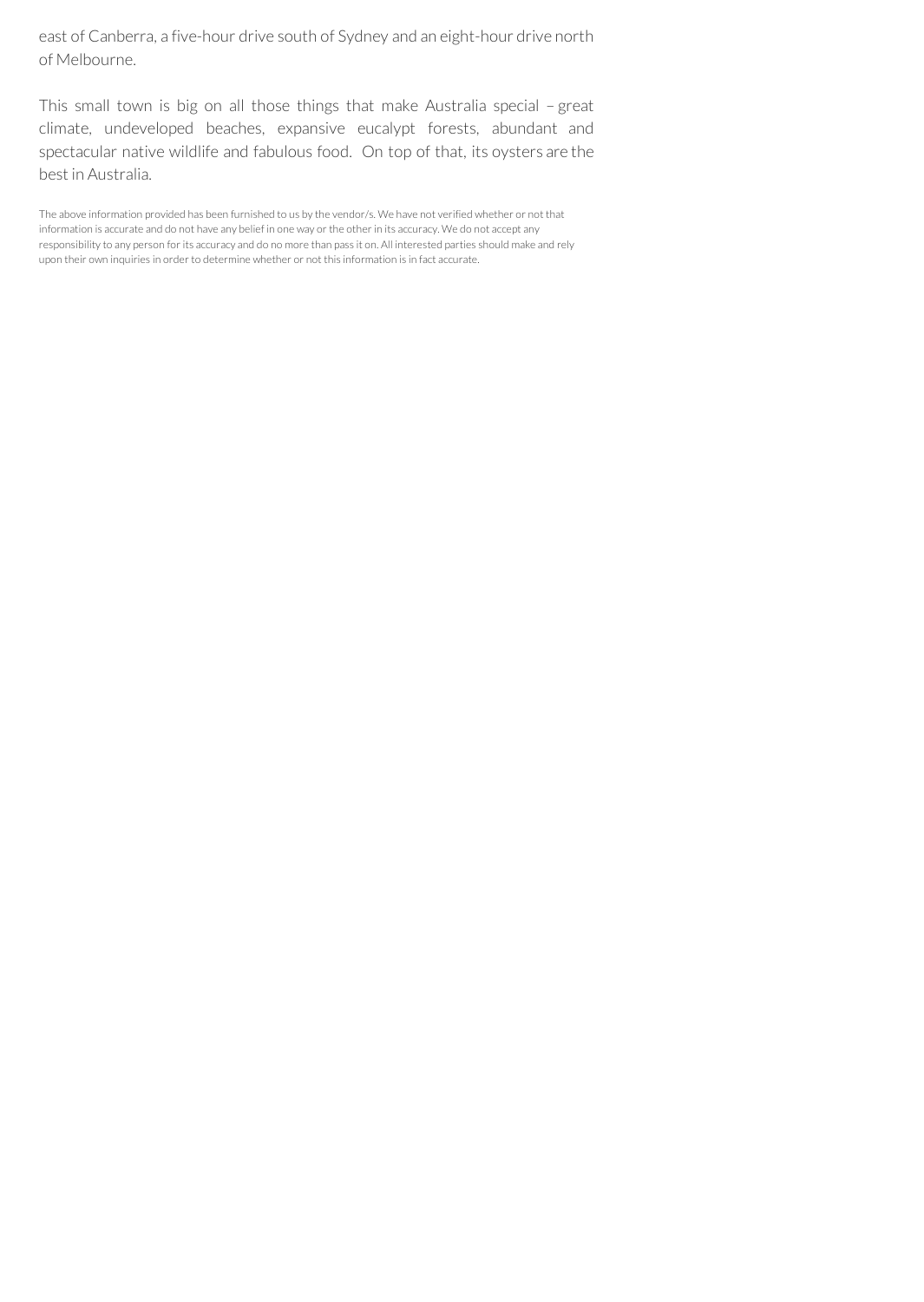east of Canberra, a five-hour drive south of Sydney and an eight-hour drive north of Melbourne.

This small town is big on all those things that make Australia special – great climate, undeveloped beaches, expansive eucalypt forests, abundant and spectacular native wildlife and fabulous food. On top of that, its oysters are the best in Australia.

The above information provided has been furnished to us by the vendor/s. We have not verified whether or not that information is accurate and do not have any belief in one way or the other in its accuracy. We do not accept any responsibility to any person for its accuracy and do no more than pass it on. All interested parties should make and rely upon their own inquiries in order to determine whether or not this information is in fact accurate.